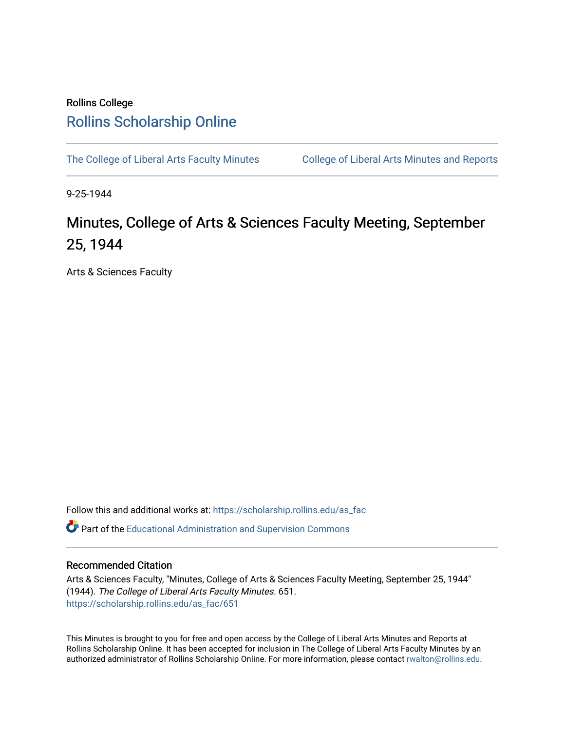Rollins College

# Rollins Scholarship Online

The College of Liberal Arts Faculty Minutes

College of Liberal Arts Minutes and Reports

9-25-1944

# Minutes, College of Arts & Sciences Faculty Meeting, September 25, 1944

Arts & Sciences Faculty

Follow this and additional works at: https://scholarship.rollins.edu/as_fac

Part of the Educational Administration and Supervision Commons

## Recommended Citation

Arts & Sciences Faculty, "Minutes, College of Arts & Sciences Faculty Meeting, September 25, 1944" (1944). *The College of Liberal Arts Faculty Minutes*. 651.
https://scholarship.rollins.edu/as_fac/651

This Minutes is brought to you for free and open access by the College of Liberal Arts Minutes and Reports at Rollins Scholarship Online. It has been accepted for inclusion in The College of Liberal Arts Faculty Minutes by an authorized administrator of Rollins Scholarship Online. For more information, please contact rwalton@rollins.edu.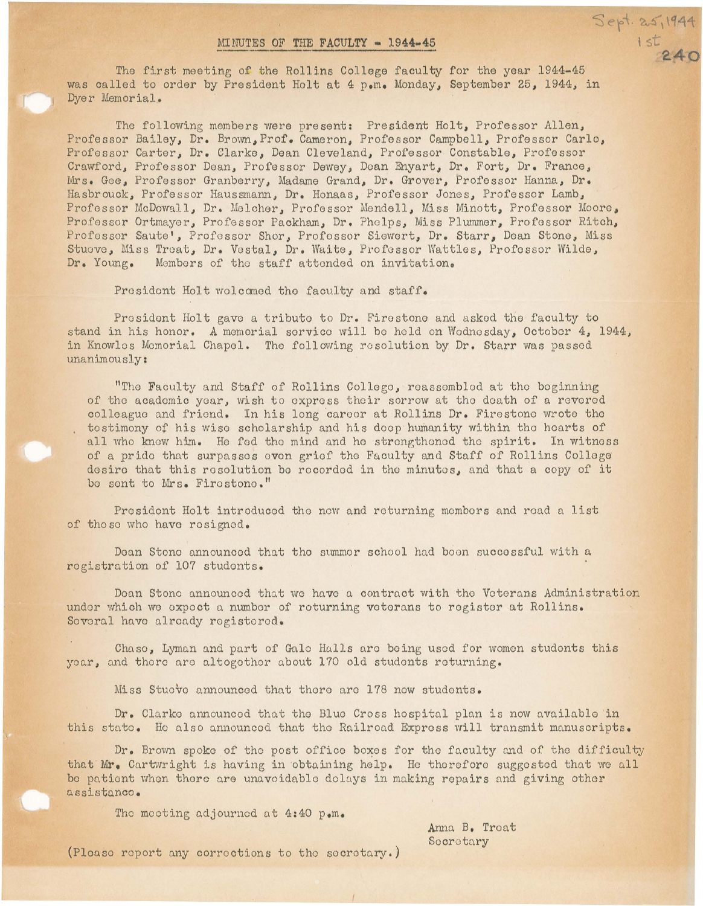Sept. 25, 1944
1st
240

## MINUTES OF THE FACULTY - 1944-45

The first meeting of the Rollins College faculty for the year 1944-45 was called to order by President Holt at 4 p.m. Monday, September 25, 1944, in Dyer Memorial.

The following members were present: President Holt, Professor Allen, Professor Bailey, Dr. Brown, Prof. Cameron, Professor Campbell, Professor Carlo, Professor Carter, Dr. Clarke, Dean Cleveland, Professor Constable, Professor Crawford, Professor Dean, Professor Dewey, Dean Enyart, Dr. Fort, Dr. France, Mrs. Gee, Professor Granberry, Madame Grand, Dr. Grover, Professor Hanna, Dr. Hasbrouck, Professor Haussmann, Dr. Honaas, Professor Jones, Professor Lamb, Professor McDowall, Dr. Melcher, Professor Mendell, Miss Minott, Professor Moore, Professor Ortmayer, Professor Packham, Dr. Phelps, Miss Plummer, Professor Ritch, Professor Saute', Professor Shor, Professor Siewert, Dr. Starr, Dean Stone, Miss Stueve, Miss Treat, Dr. Vestal, Dr. Waite, Professor Wattles, Professor Wilde, Dr. Young. Members of the staff attended on invitation.

President Holt welcomed the faculty and staff.

President Holt gave a tribute to Dr. Firestone and asked the faculty to stand in his honor. A memorial service will be held on Wednesday, October 4, 1944, in Knowles Memorial Chapel. The following resolution by Dr. Starr was passed unanimously:

> "The Faculty and Staff of Rollins College, reassembled at the beginning of the academic year, wish to express their sorrow at the death of a revered colleague and friend. In his long career at Rollins Dr. Firestone wrote the testimony of his wise scholarship and his deep humanity within the hearts of all who knew him. He fed the mind and he strengthened the spirit. In witness of a pride that surpasses even grief the Faculty and Staff of Rollins College desire that this resolution be recorded in the minutes, and that a copy of it be sent to Mrs. Firestone."

President Holt introduced the new and returning members and read a list of those who have resigned.

Dean Stone announced that the summer school had been successful with a registration of 107 students.

Dean Stone announced that we have a contract with the Veterans Administration under which we expect a number of returning veterans to register at Rollins. Several have already registered.

Chase, Lyman and part of Gale Halls are being used for women students this year, and there are altogether about 170 old students returning.

Miss Stueve announced that there are 178 new students.

Dr. Clarke announced that the Blue Cross hospital plan is now available in this state. He also announced that the Railroad Express will transmit manuscripts.

Dr. Brown spoke of the post office boxes for the faculty and of the difficulty that Mr. Cartwright is having in obtaining help. He therefore suggested that we all be patient when there are unavoidable delays in making repairs and giving other assistance.

The meeting adjourned at 4:40 p.m.

Anna B. Treat
Secretary

(Please report any corrections to the secretary.)